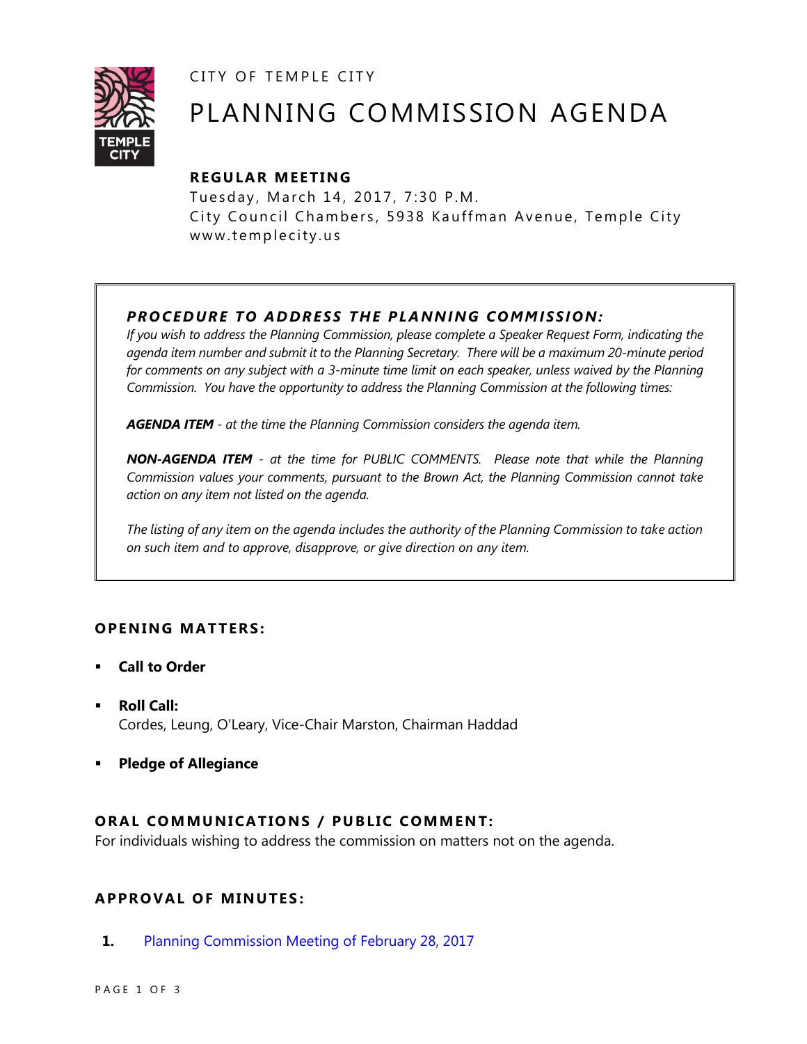CITY OF TEMPLE CITY

# PLANNING COMMISSION AGENDA

## REGULAR MEETING

Tuesday, March 14, 2017, 7:30 P.M.
City Council Chambers, 5938 Kauffman Avenue, Temple City
www.templecity.us

### *PROCEDURE TO ADDRESS THE PLANNING COMMISSION:*

*If you wish to address the Planning Commission, please complete a Speaker Request Form, indicating the agenda item number and submit it to the Planning Secretary. There will be a maximum 20-minute period for comments on any subject with a 3-minute time limit on each speaker, unless waived by the Planning Commission. You have the opportunity to address the Planning Commission at the following times:*

***AGENDA ITEM** - at the time the Planning Commission considers the agenda item.*

***NON-AGENDA ITEM** - at the time for PUBLIC COMMENTS. Please note that while the Planning Commission values your comments, pursuant to the Brown Act, the Planning Commission cannot take action on any item not listed on the agenda.*

*The listing of any item on the agenda includes the authority of the Planning Commission to take action on such item and to approve, disapprove, or give direction on any item.*

## OPENING MATTERS:

- **Call to Order**
- **Roll Call:**
  Cordes, Leung, O'Leary, Vice-Chair Marston, Chairman Haddad
- **Pledge of Allegiance**

## ORAL COMMUNICATIONS / PUBLIC COMMENT:

For individuals wishing to address the commission on matters not on the agenda.

## APPROVAL OF MINUTES:

**1.** Planning Commission Meeting of February 28, 2017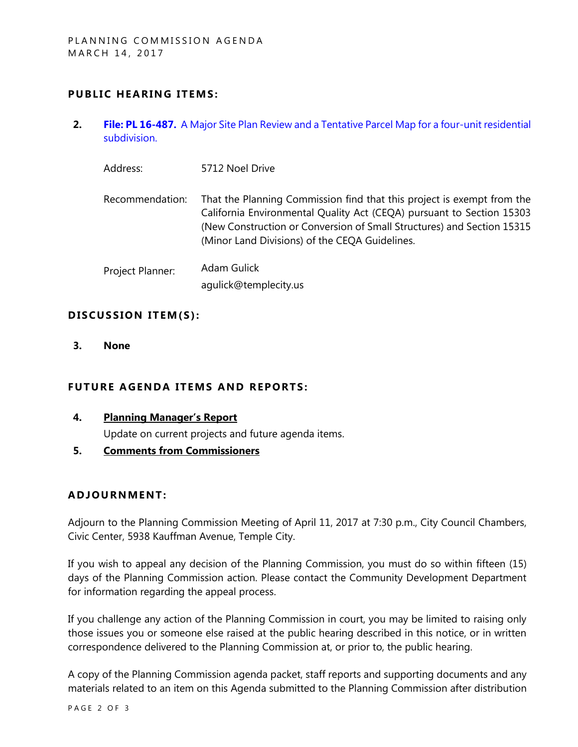## PUBLIC HEARING ITEMS:

2. **File: PL 16-487.** A Major Site Plan Review and a Tentative Parcel Map for a four-unit residential subdivision.

   Address: 5712 Noel Drive

   Recommendation: That the Planning Commission find that this project is exempt from the California Environmental Quality Act (CEQA) pursuant to Section 15303 (New Construction or Conversion of Small Structures) and Section 15315 (Minor Land Divisions) of the CEQA Guidelines.

   Project Planner: Adam Gulick
   agulick@templecity.us

## DISCUSSION ITEM(S):

3. **None**

## FUTURE AGENDA ITEMS AND REPORTS:

4. **Planning Manager's Report**

   Update on current projects and future agenda items.

5. **Comments from Commissioners**

## ADJOURNMENT:

Adjourn to the Planning Commission Meeting of April 11, 2017 at 7:30 p.m., City Council Chambers, Civic Center, 5938 Kauffman Avenue, Temple City.

If you wish to appeal any decision of the Planning Commission, you must do so within fifteen (15) days of the Planning Commission action. Please contact the Community Development Department for information regarding the appeal process.

If you challenge any action of the Planning Commission in court, you may be limited to raising only those issues you or someone else raised at the public hearing described in this notice, or in written correspondence delivered to the Planning Commission at, or prior to, the public hearing.

A copy of the Planning Commission agenda packet, staff reports and supporting documents and any materials related to an item on this Agenda submitted to the Planning Commission after distribution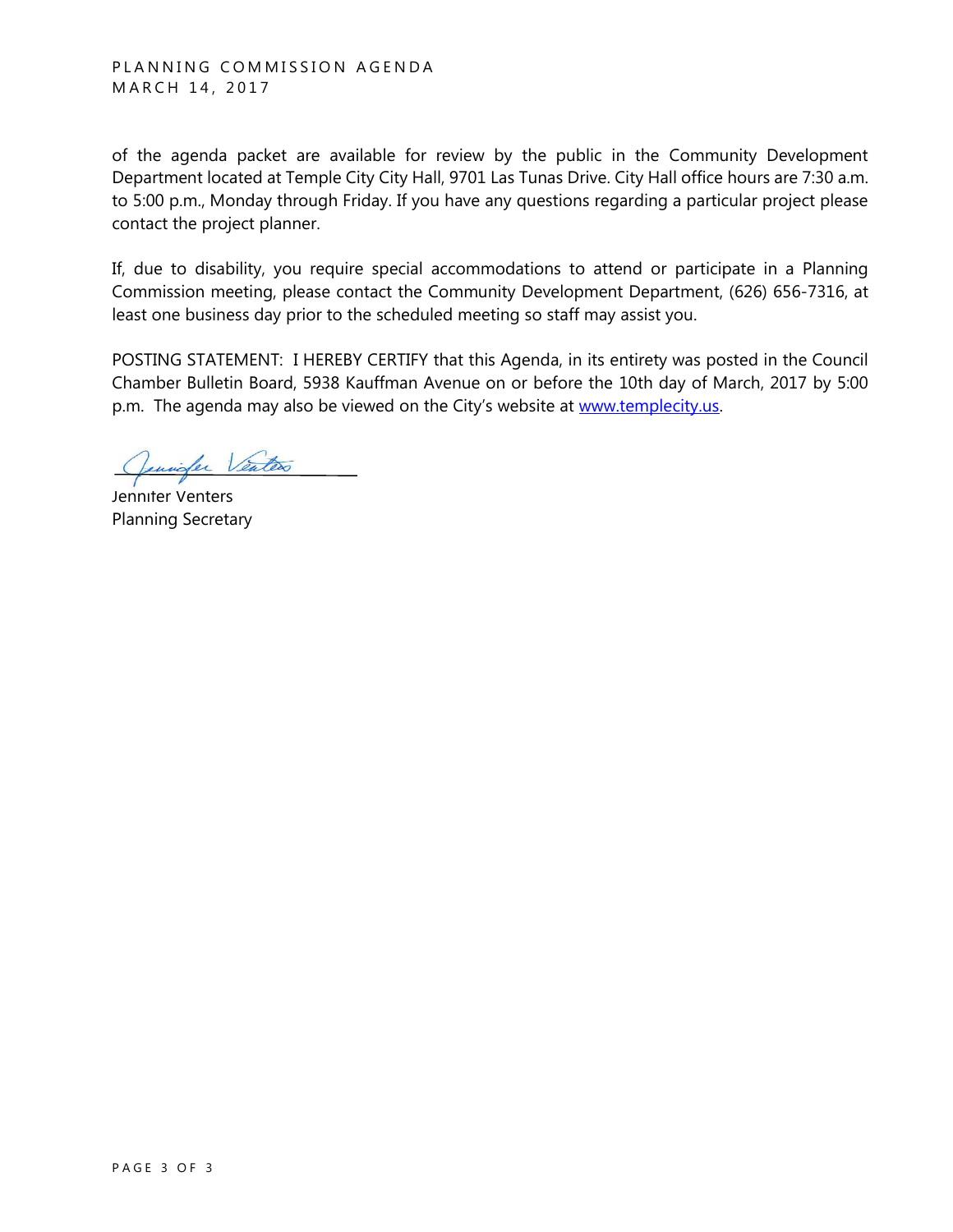of the agenda packet are available for review by the public in the Community Development Department located at Temple City City Hall, 9701 Las Tunas Drive. City Hall office hours are 7:30 a.m. to 5:00 p.m., Monday through Friday. If you have any questions regarding a particular project please contact the project planner.

If, due to disability, you require special accommodations to attend or participate in a Planning Commission meeting, please contact the Community Development Department, (626) 656-7316, at least one business day prior to the scheduled meeting so staff may assist you.

POSTING STATEMENT: I HEREBY CERTIFY that this Agenda, in its entirety was posted in the Council Chamber Bulletin Board, 5938 Kauffman Avenue on or before the 10th day of March, 2017 by 5:00 p.m. The agenda may also be viewed on the City's website at www.templecity.us.

Jennifer Venters
Planning Secretary